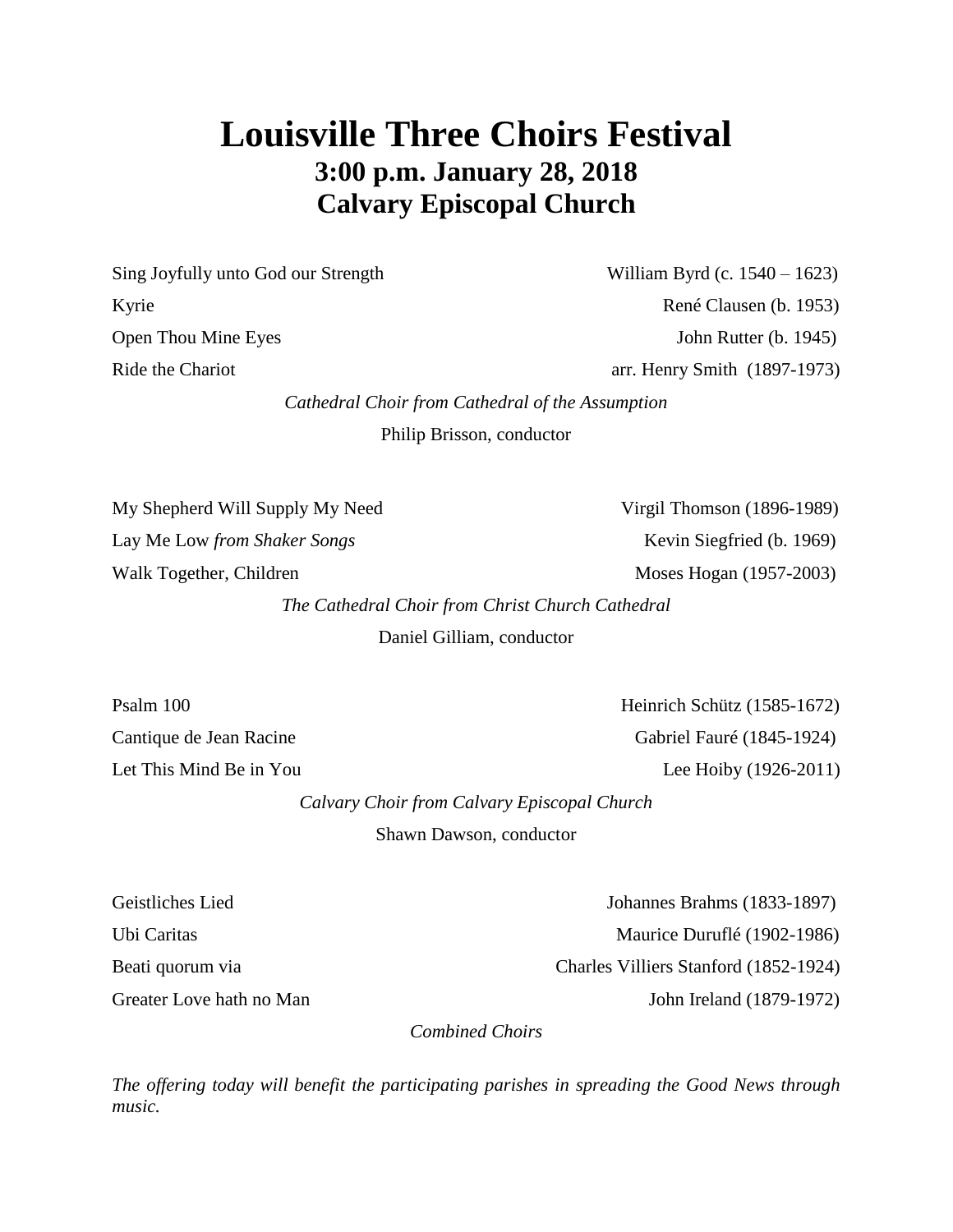# Louisville Three Choirs Festival

## 3:00 p.m. January 28, 2018

## Calvary Episcopal Church

| | |
|---|---|
| Sing Joyfully unto God our Strength | William Byrd (c. 1540 – 1623) |
| Kyrie | René Clausen (b. 1953) |
| Open Thou Mine Eyes | John Rutter (b. 1945) |
| Ride the Chariot | arr. Henry Smith (1897-1973) |

*Cathedral Choir from Cathedral of the Assumption*

Philip Brisson, conductor

| | |
|---|---|
| My Shepherd Will Supply My Need | Virgil Thomson (1896-1989) |
| Lay Me Low *from Shaker Songs* | Kevin Siegfried (b. 1969) |
| Walk Together, Children | Moses Hogan (1957-2003) |

*The Cathedral Choir from Christ Church Cathedral*

Daniel Gilliam, conductor

| | |
|---|---|
| Psalm 100 | Heinrich Schütz (1585-1672) |
| Cantique de Jean Racine | Gabriel Fauré (1845-1924) |
| Let This Mind Be in You | Lee Hoiby (1926-2011) |

*Calvary Choir from Calvary Episcopal Church*

Shawn Dawson, conductor

| | |
|---|---|
| Geistliches Lied | Johannes Brahms (1833-1897) |
| Ubi Caritas | Maurice Duruflé (1902-1986) |
| Beati quorum via | Charles Villiers Stanford (1852-1924) |
| Greater Love hath no Man | John Ireland (1879-1972) |

*Combined Choirs*

*The offering today will benefit the participating parishes in spreading the Good News through music.*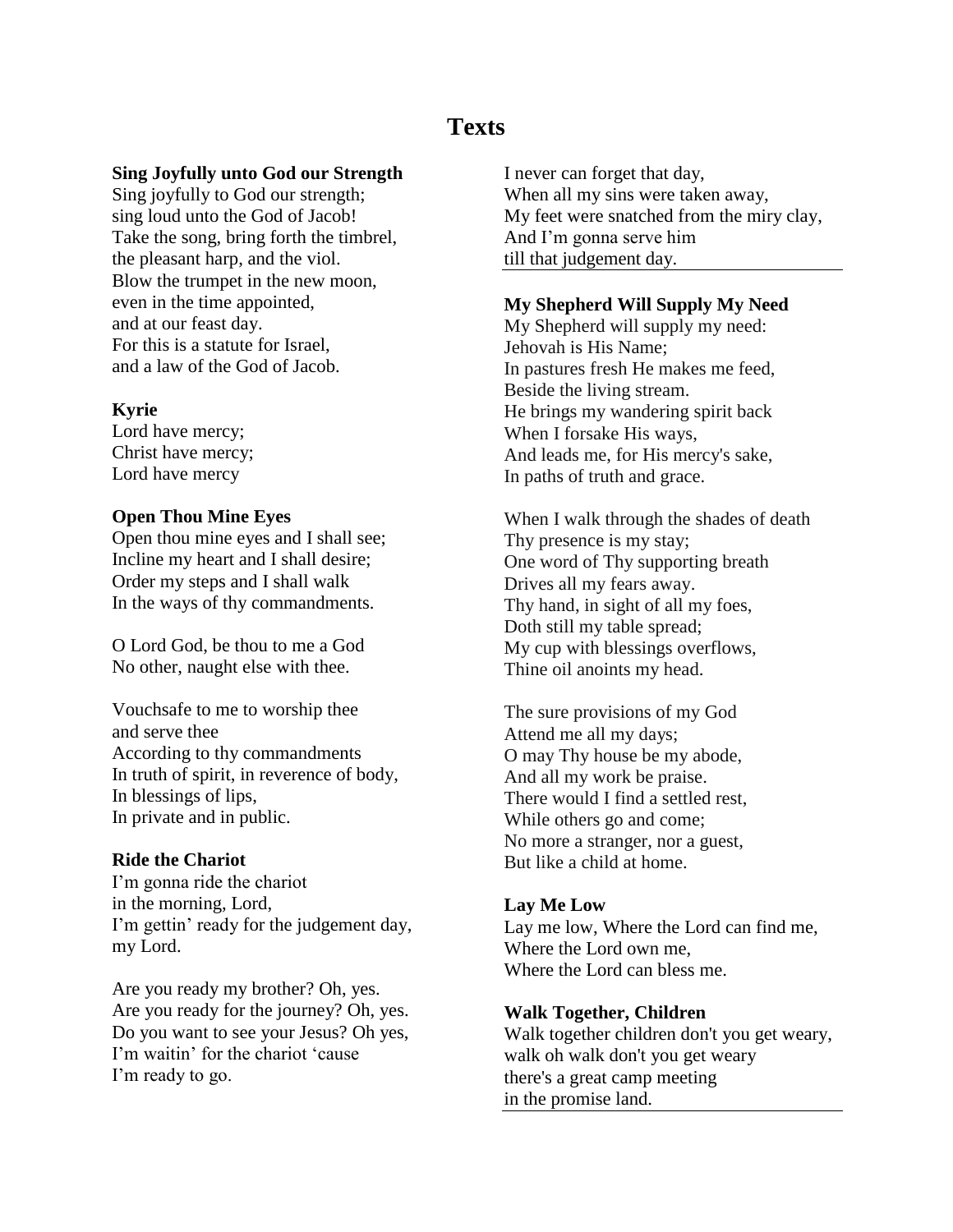# Texts

**Sing Joyfully unto God our Strength**

Sing joyfully to God our strength;
sing loud unto the God of Jacob!
Take the song, bring forth the timbrel,
the pleasant harp, and the viol.
Blow the trumpet in the new moon,
even in the time appointed,
and at our feast day.
For this is a statute for Israel,
and a law of the God of Jacob.

**Kyrie**

Lord have mercy;
Christ have mercy;
Lord have mercy

**Open Thou Mine Eyes**

Open thou mine eyes and I shall see;
Incline my heart and I shall desire;
Order my steps and I shall walk
In the ways of thy commandments.

O Lord God, be thou to me a God
No other, naught else with thee.

Vouchsafe to me to worship thee
and serve thee
According to thy commandments
In truth of spirit, in reverence of body,
In blessings of lips,
In private and in public.

**Ride the Chariot**

I'm gonna ride the chariot
in the morning, Lord,
I'm gettin' ready for the judgement day,
my Lord.

Are you ready my brother? Oh, yes.
Are you ready for the journey? Oh, yes.
Do you want to see your Jesus? Oh yes,
I'm waitin' for the chariot 'cause
I'm ready to go.

I never can forget that day,
When all my sins were taken away,
My feet were snatched from the miry clay,
And I'm gonna serve him
till that judgement day.

---

**My Shepherd Will Supply My Need**

My Shepherd will supply my need:
Jehovah is His Name;
In pastures fresh He makes me feed,
Beside the living stream.
He brings my wandering spirit back
When I forsake His ways,
And leads me, for His mercy's sake,
In paths of truth and grace.

When I walk through the shades of death
Thy presence is my stay;
One word of Thy supporting breath
Drives all my fears away.
Thy hand, in sight of all my foes,
Doth still my table spread;
My cup with blessings overflows,
Thine oil anoints my head.

The sure provisions of my God
Attend me all my days;
O may Thy house be my abode,
And all my work be praise.
There would I find a settled rest,
While others go and come;
No more a stranger, nor a guest,
But like a child at home.

**Lay Me Low**

Lay me low, Where the Lord can find me,
Where the Lord own me,
Where the Lord can bless me.

**Walk Together, Children**

Walk together children don't you get weary,
walk oh walk don't you get weary
there's a great camp meeting
in the promise land.

---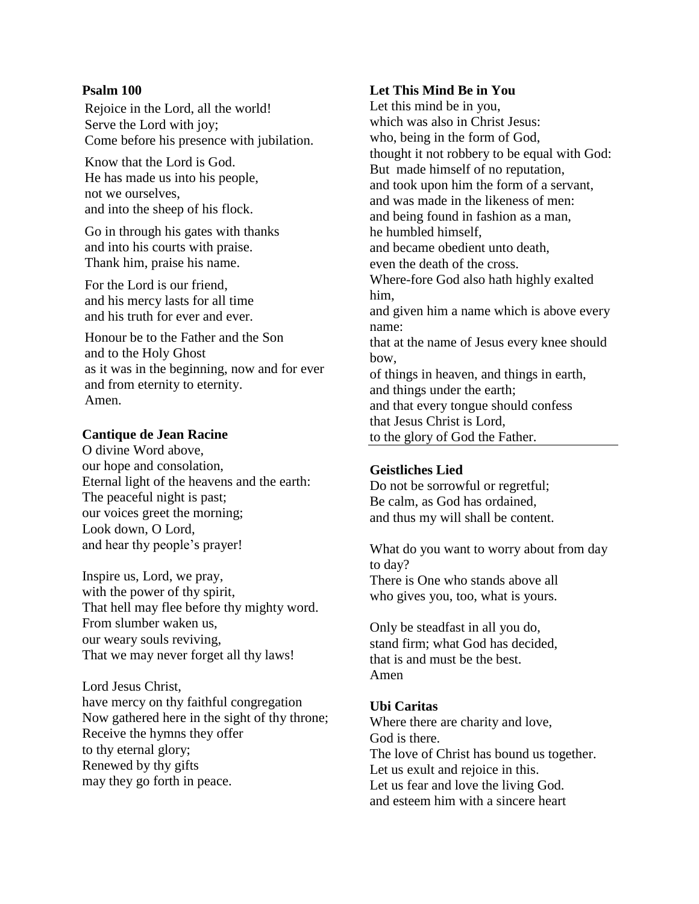**Psalm 100**

Rejoice in the Lord, all the world!
Serve the Lord with joy;
Come before his presence with jubilation.

Know that the Lord is God.
He has made us into his people,
not we ourselves,
and into the sheep of his flock.

Go in through his gates with thanks
and into his courts with praise.
Thank him, praise his name.

For the Lord is our friend,
and his mercy lasts for all time
and his truth for ever and ever.

Honour be to the Father and the Son
and to the Holy Ghost
as it was in the beginning, now and for ever
and from eternity to eternity.
Amen.

**Cantique de Jean Racine**

O divine Word above,
our hope and consolation,
Eternal light of the heavens and the earth:
The peaceful night is past;
our voices greet the morning;
Look down, O Lord,
and hear thy people's prayer!

Inspire us, Lord, we pray,
with the power of thy spirit,
That hell may flee before thy mighty word.
From slumber waken us,
our weary souls reviving,
That we may never forget all thy laws!

Lord Jesus Christ,
have mercy on thy faithful congregation
Now gathered here in the sight of thy throne;
Receive the hymns they offer
to thy eternal glory;
Renewed by thy gifts
may they go forth in peace.

**Let This Mind Be in You**

Let this mind be in you,
which was also in Christ Jesus:
who, being in the form of God,
thought it not robbery to be equal with God:
But made himself of no reputation,
and took upon him the form of a servant,
and was made in the likeness of men:
and being found in fashion as a man,
he humbled himself,
and became obedient unto death,
even the death of the cross.
Where-fore God also hath highly exalted him,
and given him a name which is above every name:
that at the name of Jesus every knee should bow,
of things in heaven, and things in earth,
and things under the earth;
and that every tongue should confess
that Jesus Christ is Lord,
to the glory of God the Father.

**Geistliches Lied**

Do not be sorrowful or regretful;
Be calm, as God has ordained,
and thus my will shall be content.

What do you want to worry about from day to day?
There is One who stands above all
who gives you, too, what is yours.

Only be steadfast in all you do,
stand firm; what God has decided,
that is and must be the best.
Amen

**Ubi Caritas**

Where there are charity and love,
God is there.
The love of Christ has bound us together.
Let us exult and rejoice in this.
Let us fear and love the living God.
and esteem him with a sincere heart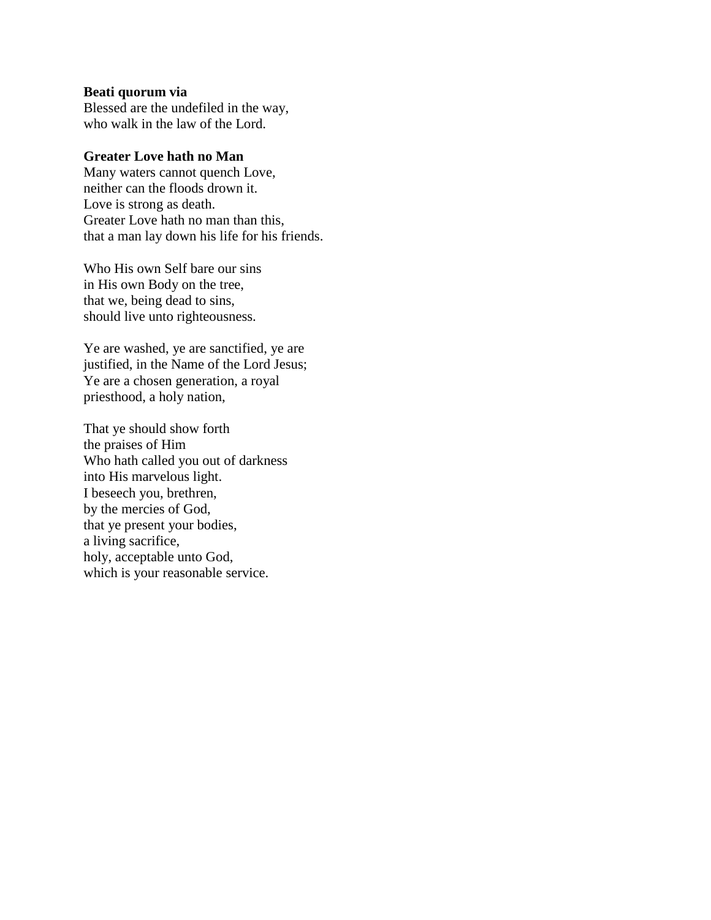**Beati quorum via**
Blessed are the undefiled in the way,
who walk in the law of the Lord.

**Greater Love hath no Man**
Many waters cannot quench Love,
neither can the floods drown it.
Love is strong as death.
Greater Love hath no man than this,
that a man lay down his life for his friends.

Who His own Self bare our sins
in His own Body on the tree,
that we, being dead to sins,
should live unto righteousness.

Ye are washed, ye are sanctified, ye are
justified, in the Name of the Lord Jesus;
Ye are a chosen generation, a royal
priesthood, a holy nation,

That ye should show forth
the praises of Him
Who hath called you out of darkness
into His marvelous light.
I beseech you, brethren,
by the mercies of God,
that ye present your bodies,
a living sacrifice,
holy, acceptable unto God,
which is your reasonable service.